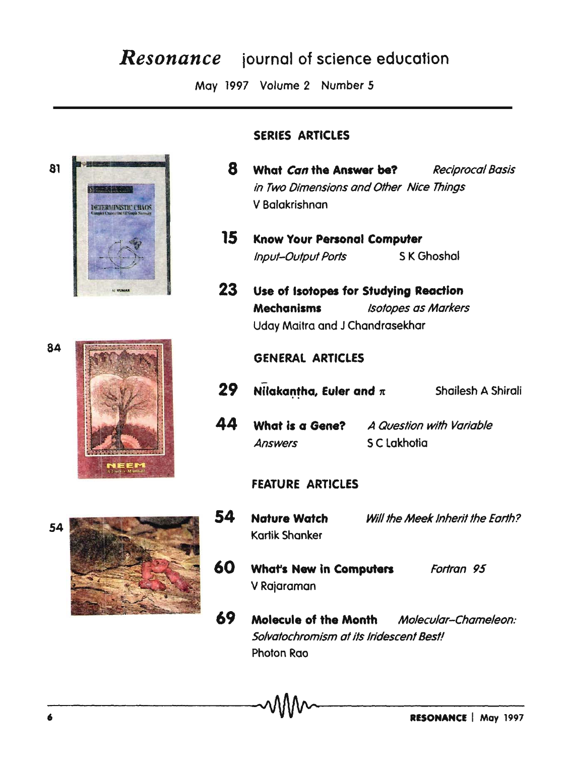# *Resonance* journal of science education

May 1997 Volume 2 Number 5

## SERIES ARTICLES

**8** **What *Can* the Answer be?** *Reciprocal Basis in Two Dimensions and Other Nice Things*
V Balakrishnan

**15** **Know Your Personal Computer** *Input–Output Ports*
S K Ghoshal

**23** **Use of Isotopes for Studying Reaction Mechanisms** *Isotopes as Markers*
Uday Maitra and J Chandrasekhar

## GENERAL ARTICLES

**29** **Nīlakaṇṭha, Euler and $\pi$**
Shailesh A Shirali

**44** **What is a Gene?** *A Question with Variable Answers*
S C Lakhotia

## FEATURE ARTICLES

**54** **Nature Watch** *Will the Meek Inherit the Earth?*
Kartik Shanker

**60** **What's New in Computers** *Fortran 95*
V Rajaraman

**69** **Molecule of the Month** *Molecular–Chameleon: Solvatochromism at its Iridescent Best!*
Photon Rao

81

84

54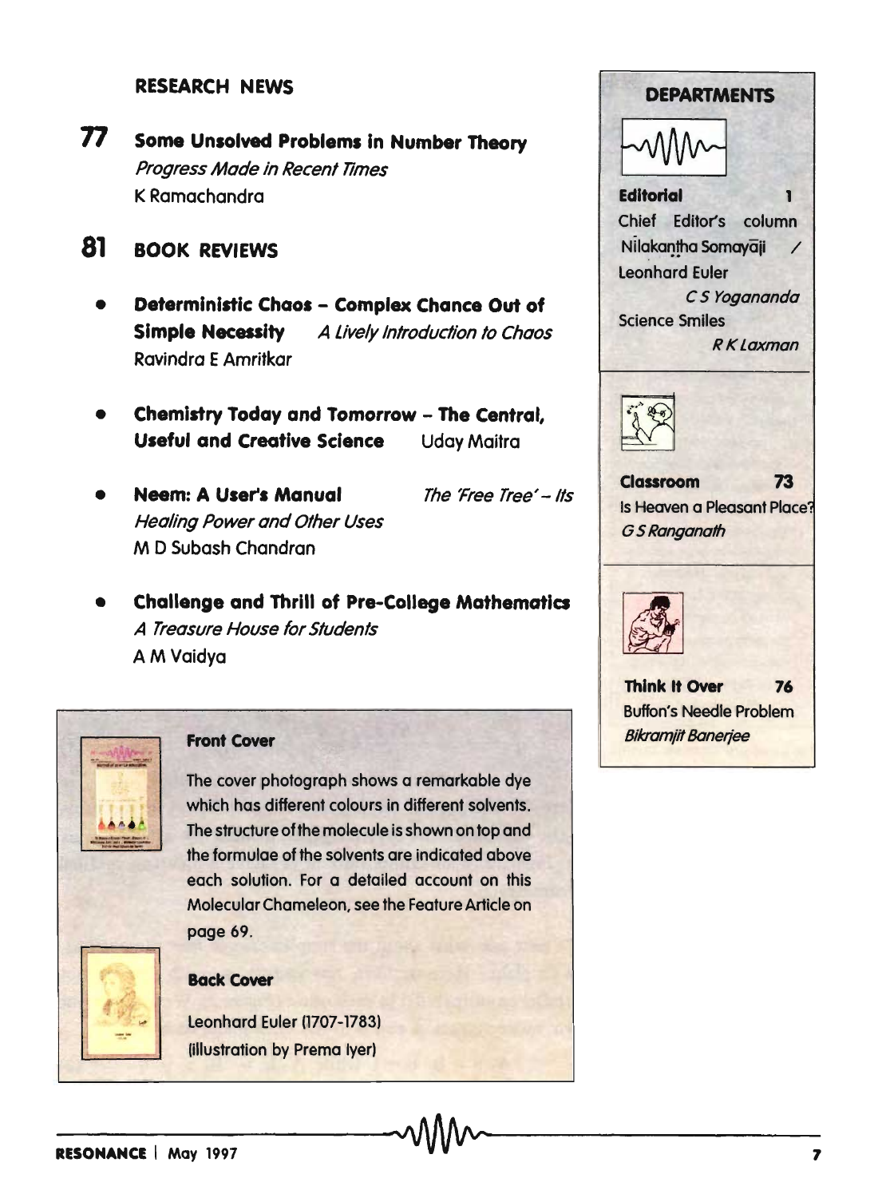## RESEARCH NEWS

**77** **Some Unsolved Problems in Number Theory**
*Progress Made in Recent Times*
K Ramachandra

## 81 BOOK REVIEWS

- **Deterministic Chaos – Complex Chance Out of Simple Necessity** *A Lively Introduction to Chaos*
  Ravindra E Amritkar

- **Chemistry Today and Tomorrow – The Central, Useful and Creative Science** Uday Maitra

- **Neem: A User's Manual** *The 'Free Tree' – Its Healing Power and Other Uses*
  M D Subash Chandran

- **Challenge and Thrill of Pre-College Mathematics**
  *A Treasure House for Students*
  A M Vaidya

### Front Cover

The cover photograph shows a remarkable dye which has different colours in different solvents. The structure of the molecule is shown on top and the formulae of the solvents are indicated above each solution. For a detailed account on this Molecular Chameleon, see the Feature Article on page 69.

### Back Cover

Leonhard Euler (1707-1783)
(illustration by Prema Iyer)

## DEPARTMENTS

**Editorial** 1
Chief Editor's column
Nīlakanṭha Somayāji / Leonhard Euler
*C S Yogananda*
Science Smiles
*R K Laxman*

**Classroom** 73
Is Heaven a Pleasant Place?
*G S Ranganath*

**Think It Over** 76
Buffon's Needle Problem
*Bikramjit Banerjee*